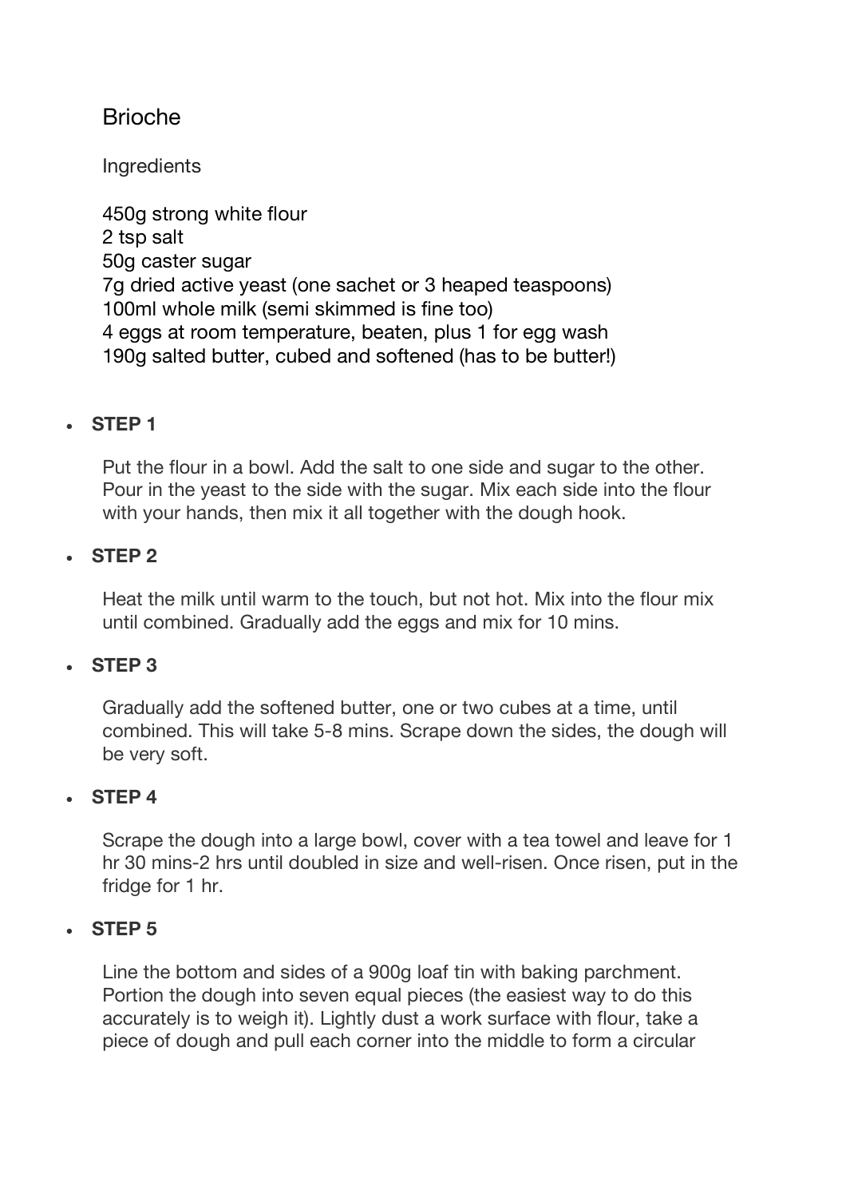# Brioche

## Ingredients

450g strong white flour
2 tsp salt
50g caster sugar
7g dried active yeast (one sachet or 3 heaped teaspoons)
100ml whole milk (semi skimmed is fine too)
4 eggs at room temperature, beaten, plus 1 for egg wash
190g salted butter, cubed and softened (has to be butter!)

- **STEP 1**

  Put the flour in a bowl. Add the salt to one side and sugar to the other. Pour in the yeast to the side with the sugar. Mix each side into the flour with your hands, then mix it all together with the dough hook.

- **STEP 2**

  Heat the milk until warm to the touch, but not hot. Mix into the flour mix until combined. Gradually add the eggs and mix for 10 mins.

- **STEP 3**

  Gradually add the softened butter, one or two cubes at a time, until combined. This will take 5-8 mins. Scrape down the sides, the dough will be very soft.

- **STEP 4**

  Scrape the dough into a large bowl, cover with a tea towel and leave for 1 hr 30 mins-2 hrs until doubled in size and well-risen. Once risen, put in the fridge for 1 hr.

- **STEP 5**

  Line the bottom and sides of a 900g loaf tin with baking parchment. Portion the dough into seven equal pieces (the easiest way to do this accurately is to weigh it). Lightly dust a work surface with flour, take a piece of dough and pull each corner into the middle to form a circular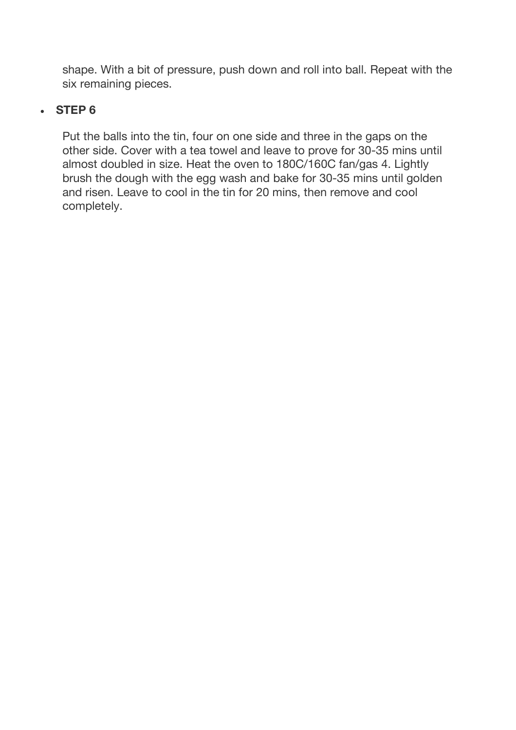shape. With a bit of pressure, push down and roll into ball. Repeat with the six remaining pieces.

- **STEP 6**

  Put the balls into the tin, four on one side and three in the gaps on the other side. Cover with a tea towel and leave to prove for 30-35 mins until almost doubled in size. Heat the oven to 180C/160C fan/gas 4. Lightly brush the dough with the egg wash and bake for 30-35 mins until golden and risen. Leave to cool in the tin for 20 mins, then remove and cool completely.